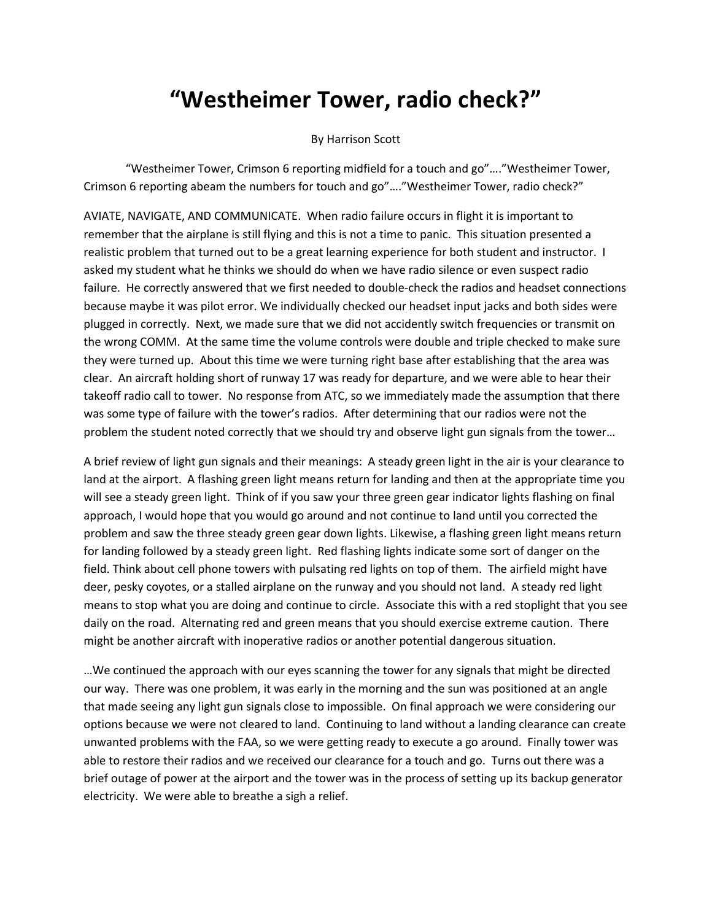# "Westheimer Tower, radio check?"

By Harrison Scott

"Westheimer Tower, Crimson 6 reporting midfield for a touch and go"…."Westheimer Tower, Crimson 6 reporting abeam the numbers for touch and go"…."Westheimer Tower, radio check?"

AVIATE, NAVIGATE, AND COMMUNICATE. When radio failure occurs in flight it is important to remember that the airplane is still flying and this is not a time to panic. This situation presented a realistic problem that turned out to be a great learning experience for both student and instructor. I asked my student what he thinks we should do when we have radio silence or even suspect radio failure. He correctly answered that we first needed to double-check the radios and headset connections because maybe it was pilot error. We individually checked our headset input jacks and both sides were plugged in correctly. Next, we made sure that we did not accidently switch frequencies or transmit on the wrong COMM. At the same time the volume controls were double and triple checked to make sure they were turned up. About this time we were turning right base after establishing that the area was clear. An aircraft holding short of runway 17 was ready for departure, and we were able to hear their takeoff radio call to tower. No response from ATC, so we immediately made the assumption that there was some type of failure with the tower's radios. After determining that our radios were not the problem the student noted correctly that we should try and observe light gun signals from the tower…

A brief review of light gun signals and their meanings: A steady green light in the air is your clearance to land at the airport. A flashing green light means return for landing and then at the appropriate time you will see a steady green light. Think of if you saw your three green gear indicator lights flashing on final approach, I would hope that you would go around and not continue to land until you corrected the problem and saw the three steady green gear down lights. Likewise, a flashing green light means return for landing followed by a steady green light. Red flashing lights indicate some sort of danger on the field. Think about cell phone towers with pulsating red lights on top of them. The airfield might have deer, pesky coyotes, or a stalled airplane on the runway and you should not land. A steady red light means to stop what you are doing and continue to circle. Associate this with a red stoplight that you see daily on the road. Alternating red and green means that you should exercise extreme caution. There might be another aircraft with inoperative radios or another potential dangerous situation.

…We continued the approach with our eyes scanning the tower for any signals that might be directed our way. There was one problem, it was early in the morning and the sun was positioned at an angle that made seeing any light gun signals close to impossible. On final approach we were considering our options because we were not cleared to land. Continuing to land without a landing clearance can create unwanted problems with the FAA, so we were getting ready to execute a go around. Finally tower was able to restore their radios and we received our clearance for a touch and go. Turns out there was a brief outage of power at the airport and the tower was in the process of setting up its backup generator electricity. We were able to breathe a sigh a relief.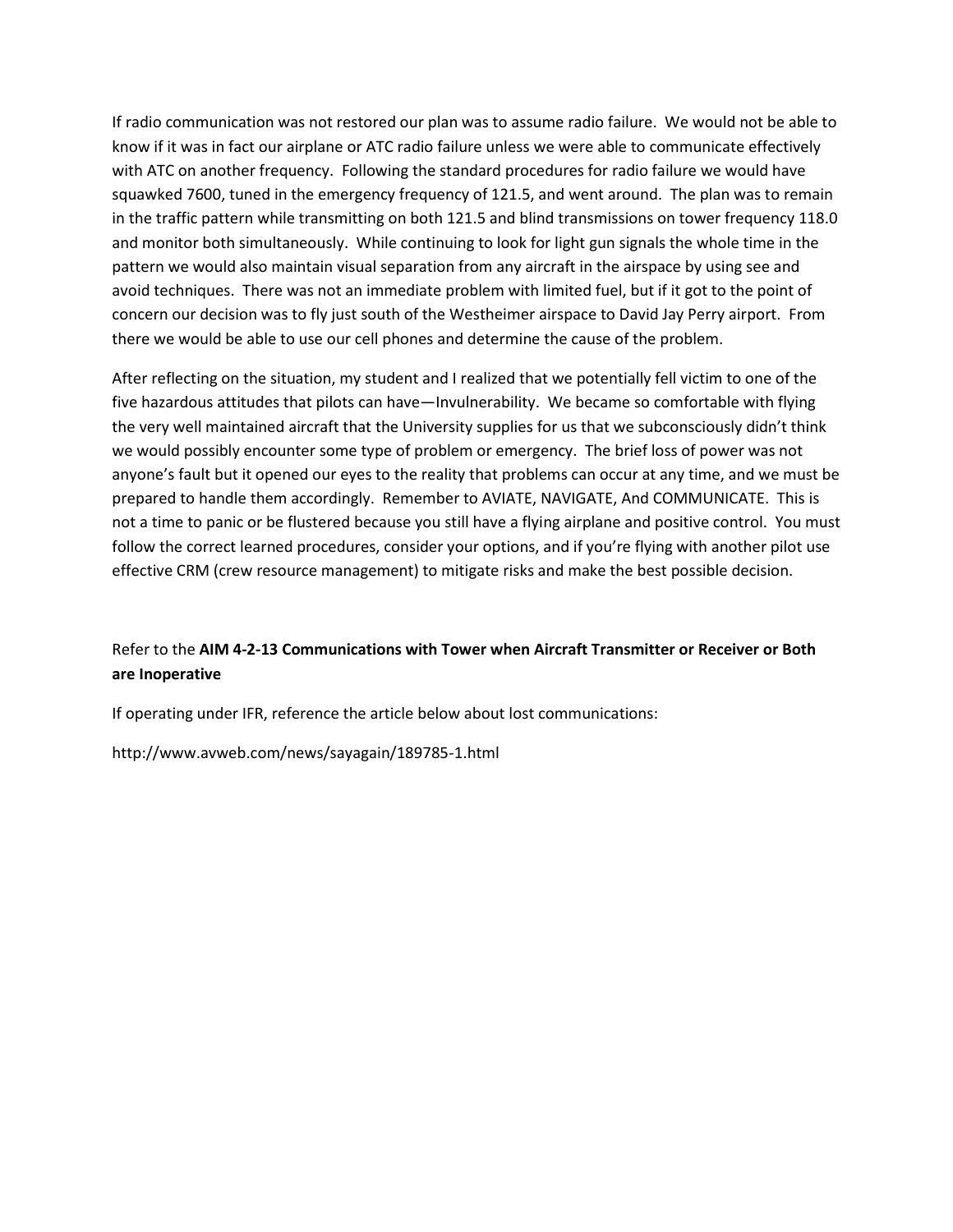If radio communication was not restored our plan was to assume radio failure. We would not be able to know if it was in fact our airplane or ATC radio failure unless we were able to communicate effectively with ATC on another frequency. Following the standard procedures for radio failure we would have squawked 7600, tuned in the emergency frequency of 121.5, and went around. The plan was to remain in the traffic pattern while transmitting on both 121.5 and blind transmissions on tower frequency 118.0 and monitor both simultaneously. While continuing to look for light gun signals the whole time in the pattern we would also maintain visual separation from any aircraft in the airspace by using see and avoid techniques. There was not an immediate problem with limited fuel, but if it got to the point of concern our decision was to fly just south of the Westheimer airspace to David Jay Perry airport. From there we would be able to use our cell phones and determine the cause of the problem.

After reflecting on the situation, my student and I realized that we potentially fell victim to one of the five hazardous attitudes that pilots can have—Invulnerability. We became so comfortable with flying the very well maintained aircraft that the University supplies for us that we subconsciously didn't think we would possibly encounter some type of problem or emergency. The brief loss of power was not anyone's fault but it opened our eyes to the reality that problems can occur at any time, and we must be prepared to handle them accordingly. Remember to AVIATE, NAVIGATE, And COMMUNICATE. This is not a time to panic or be flustered because you still have a flying airplane and positive control. You must follow the correct learned procedures, consider your options, and if you're flying with another pilot use effective CRM (crew resource management) to mitigate risks and make the best possible decision.

Refer to the **AIM 4-2-13 Communications with Tower when Aircraft Transmitter or Receiver or Both are Inoperative**

If operating under IFR, reference the article below about lost communications:

http://www.avweb.com/news/sayagain/189785-1.html